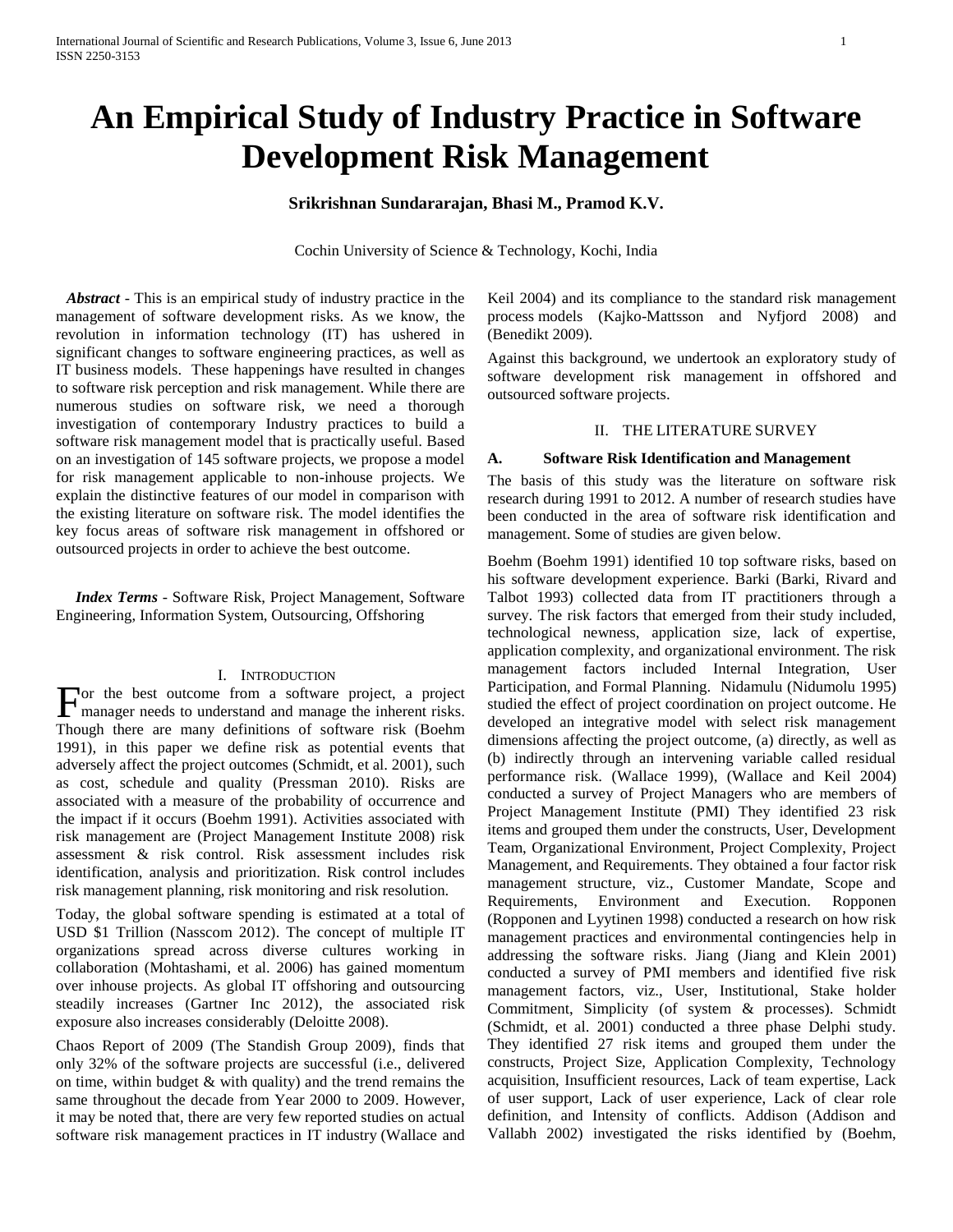# An Empirical Study of Industry Practice in Software Development Risk Management

**Srikrishnan Sundararajan, Bhasi M., Pramod K.V.**

Cochin University of Science & Technology, Kochi, India

***Abstract*** - This is an empirical study of industry practice in the management of software development risks. As we know, the revolution in information technology (IT) has ushered in significant changes to software engineering practices, as well as IT business models. These happenings have resulted in changes to software risk perception and risk management. While there are numerous studies on software risk, we need a thorough investigation of contemporary Industry practices to build a software risk management model that is practically useful. Based on an investigation of 145 software projects, we propose a model for risk management applicable to non-inhouse projects. We explain the distinctive features of our model in comparison with the existing literature on software risk. The model identifies the key focus areas of software risk management in offshored or outsourced projects in order to achieve the best outcome.

***Index Terms*** - Software Risk, Project Management, Software Engineering, Information System, Outsourcing, Offshoring

## I. Introduction

For the best outcome from a software project, a project manager needs to understand and manage the inherent risks. Though there are many definitions of software risk (Boehm 1991), in this paper we define risk as potential events that adversely affect the project outcomes (Schmidt, et al. 2001), such as cost, schedule and quality (Pressman 2010). Risks are associated with a measure of the probability of occurrence and the impact if it occurs (Boehm 1991). Activities associated with risk management are (Project Management Institute 2008) risk assessment & risk control. Risk assessment includes risk identification, analysis and prioritization. Risk control includes risk management planning, risk monitoring and risk resolution.

Today, the global software spending is estimated at a total of USD $1 Trillion (Nasscom 2012). The concept of multiple IT organizations spread across diverse cultures working in collaboration (Mohtashami, et al. 2006) has gained momentum over inhouse projects. As global IT offshoring and outsourcing steadily increases (Gartner Inc 2012), the associated risk exposure also increases considerably (Deloitte 2008).

Chaos Report of 2009 (The Standish Group 2009), finds that only 32% of the software projects are successful (i.e., delivered on time, within budget & with quality) and the trend remains the same throughout the decade from Year 2000 to 2009. However, it may be noted that, there are very few reported studies on actual software risk management practices in IT industry (Wallace and Keil 2004) and its compliance to the standard risk management process models (Kajko-Mattsson and Nyfjord 2008) and (Benedikt 2009).

Against this background, we undertook an exploratory study of software development risk management in offshored and outsourced software projects.

## II. The Literature Survey

### A. Software Risk Identification and Management

The basis of this study was the literature on software risk research during 1991 to 2012. A number of research studies have been conducted in the area of software risk identification and management. Some of studies are given below.

Boehm (Boehm 1991) identified 10 top software risks, based on his software development experience. Barki (Barki, Rivard and Talbot 1993) collected data from IT practitioners through a survey. The risk factors that emerged from their study included, technological newness, application size, lack of expertise, application complexity, and organizational environment. The risk management factors included Internal Integration, User Participation, and Formal Planning. Nidamulu (Nidumolu 1995) studied the effect of project coordination on project outcome. He developed an integrative model with select risk management dimensions affecting the project outcome, (a) directly, as well as (b) indirectly through an intervening variable called residual performance risk. (Wallace 1999), (Wallace and Keil 2004) conducted a survey of Project Managers who are members of Project Management Institute (PMI) They identified 23 risk items and grouped them under the constructs, User, Development Team, Organizational Environment, Project Complexity, Project Management, and Requirements. They obtained a four factor risk management structure, viz., Customer Mandate, Scope and Requirements, Environment and Execution. Ropponen (Ropponen and Lyytinen 1998) conducted a research on how risk management practices and environmental contingencies help in addressing the software risks. Jiang (Jiang and Klein 2001) conducted a survey of PMI members and identified five risk management factors, viz., User, Institutional, Stake holder Commitment, Simplicity (of system & processes). Schmidt (Schmidt, et al. 2001) conducted a three phase Delphi study. They identified 27 risk items and grouped them under the constructs, Project Size, Application Complexity, Technology acquisition, Insufficient resources, Lack of team expertise, Lack of user support, Lack of user experience, Lack of clear role definition, and Intensity of conflicts. Addison (Addison and Vallabh 2002) investigated the risks identified by (Boehm,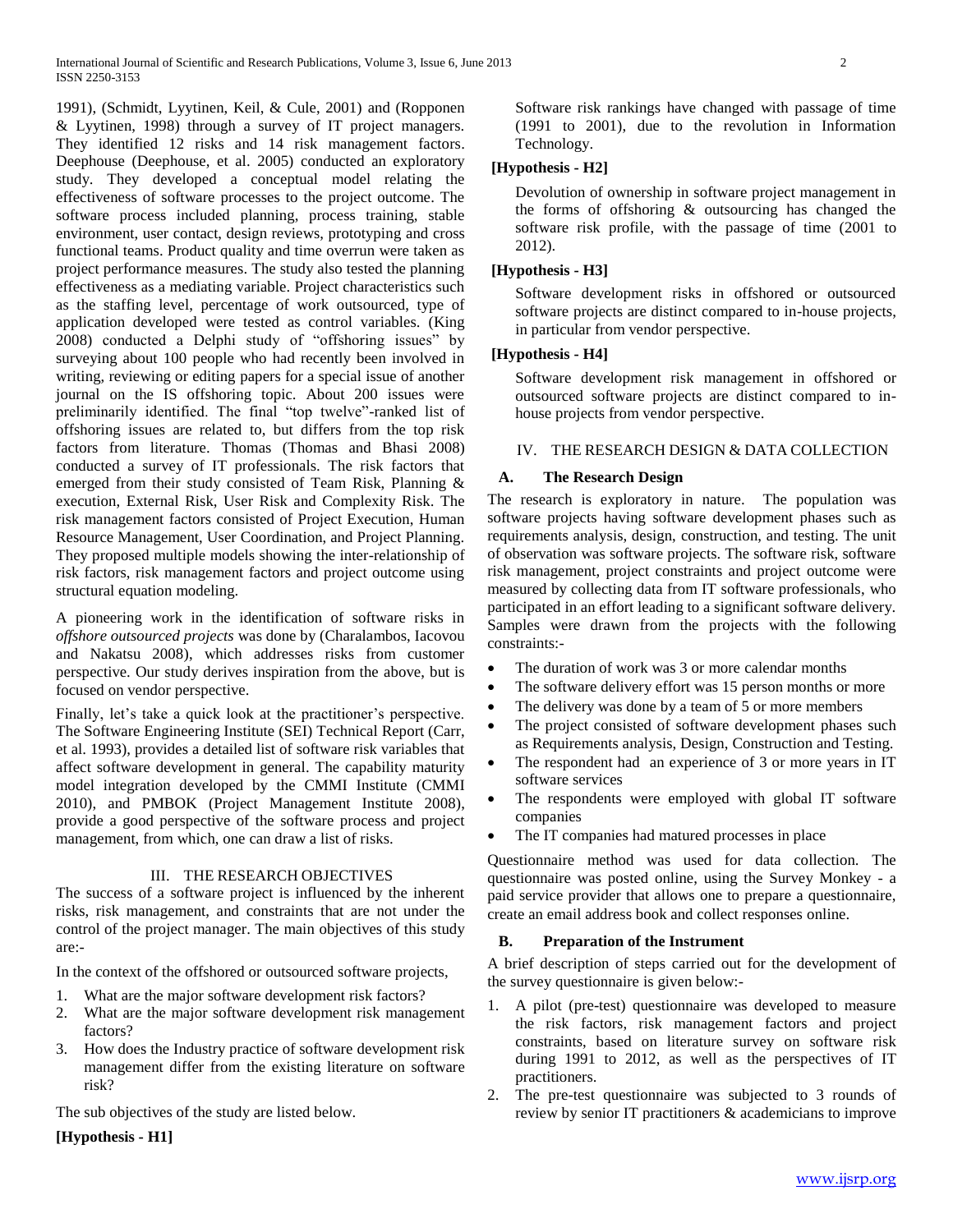1991), (Schmidt, Lyytinen, Keil, & Cule, 2001) and (Ropponen & Lyytinen, 1998) through a survey of IT project managers. They identified 12 risks and 14 risk management factors. Deephouse (Deephouse, et al. 2005) conducted an exploratory study. They developed a conceptual model relating the effectiveness of software processes to the project outcome. The software process included planning, process training, stable environment, user contact, design reviews, prototyping and cross functional teams. Product quality and time overrun were taken as project performance measures. The study also tested the planning effectiveness as a mediating variable. Project characteristics such as the staffing level, percentage of work outsourced, type of application developed were tested as control variables. (King 2008) conducted a Delphi study of "offshoring issues" by surveying about 100 people who had recently been involved in writing, reviewing or editing papers for a special issue of another journal on the IS offshoring topic. About 200 issues were preliminarily identified. The final "top twelve"-ranked list of offshoring issues are related to, but differs from the top risk factors from literature. Thomas (Thomas and Bhasi 2008) conducted a survey of IT professionals. The risk factors that emerged from their study consisted of Team Risk, Planning & execution, External Risk, User Risk and Complexity Risk. The risk management factors consisted of Project Execution, Human Resource Management, User Coordination, and Project Planning. They proposed multiple models showing the inter-relationship of risk factors, risk management factors and project outcome using structural equation modeling.

A pioneering work in the identification of software risks in *offshore outsourced projects* was done by (Charalambos, Iacovou and Nakatsu 2008), which addresses risks from customer perspective. Our study derives inspiration from the above, but is focused on vendor perspective.

Finally, let's take a quick look at the practitioner's perspective. The Software Engineering Institute (SEI) Technical Report (Carr, et al. 1993), provides a detailed list of software risk variables that affect software development in general. The capability maturity model integration developed by the CMMI Institute (CMMI 2010), and PMBOK (Project Management Institute 2008), provide a good perspective of the software process and project management, from which, one can draw a list of risks.

## III. THE RESEARCH OBJECTIVES

The success of a software project is influenced by the inherent risks, risk management, and constraints that are not under the control of the project manager. The main objectives of this study are:-

In the context of the offshored or outsourced software projects,

1. What are the major software development risk factors?
2. What are the major software development risk management factors?
3. How does the Industry practice of software development risk management differ from the existing literature on software risk?

The sub objectives of the study are listed below.

**[Hypothesis - H1]**

Software risk rankings have changed with passage of time (1991 to 2001), due to the revolution in Information Technology.

**[Hypothesis - H2]**

Devolution of ownership in software project management in the forms of offshoring & outsourcing has changed the software risk profile, with the passage of time (2001 to 2012).

**[Hypothesis - H3]**

Software development risks in offshored or outsourced software projects are distinct compared to in-house projects, in particular from vendor perspective.

**[Hypothesis - H4]**

Software development risk management in offshored or outsourced software projects are distinct compared to in-house projects from vendor perspective.

## IV. THE RESEARCH DESIGN & DATA COLLECTION

### A. The Research Design

The research is exploratory in nature. The population was software projects having software development phases such as requirements analysis, design, construction, and testing. The unit of observation was software projects. The software risk, software risk management, project constraints and project outcome were measured by collecting data from IT software professionals, who participated in an effort leading to a significant software delivery. Samples were drawn from the projects with the following constraints:-

- The duration of work was 3 or more calendar months
- The software delivery effort was 15 person months or more
- The delivery was done by a team of 5 or more members
- The project consisted of software development phases such as Requirements analysis, Design, Construction and Testing.
- The respondent had an experience of 3 or more years in IT software services
- The respondents were employed with global IT software companies
- The IT companies had matured processes in place

Questionnaire method was used for data collection. The questionnaire was posted online, using the Survey Monkey - a paid service provider that allows one to prepare a questionnaire, create an email address book and collect responses online.

### B. Preparation of the Instrument

A brief description of steps carried out for the development of the survey questionnaire is given below:-

1. A pilot (pre-test) questionnaire was developed to measure the risk factors, risk management factors and project constraints, based on literature survey on software risk during 1991 to 2012, as well as the perspectives of IT practitioners.
2. The pre-test questionnaire was subjected to 3 rounds of review by senior IT practitioners & academicians to improve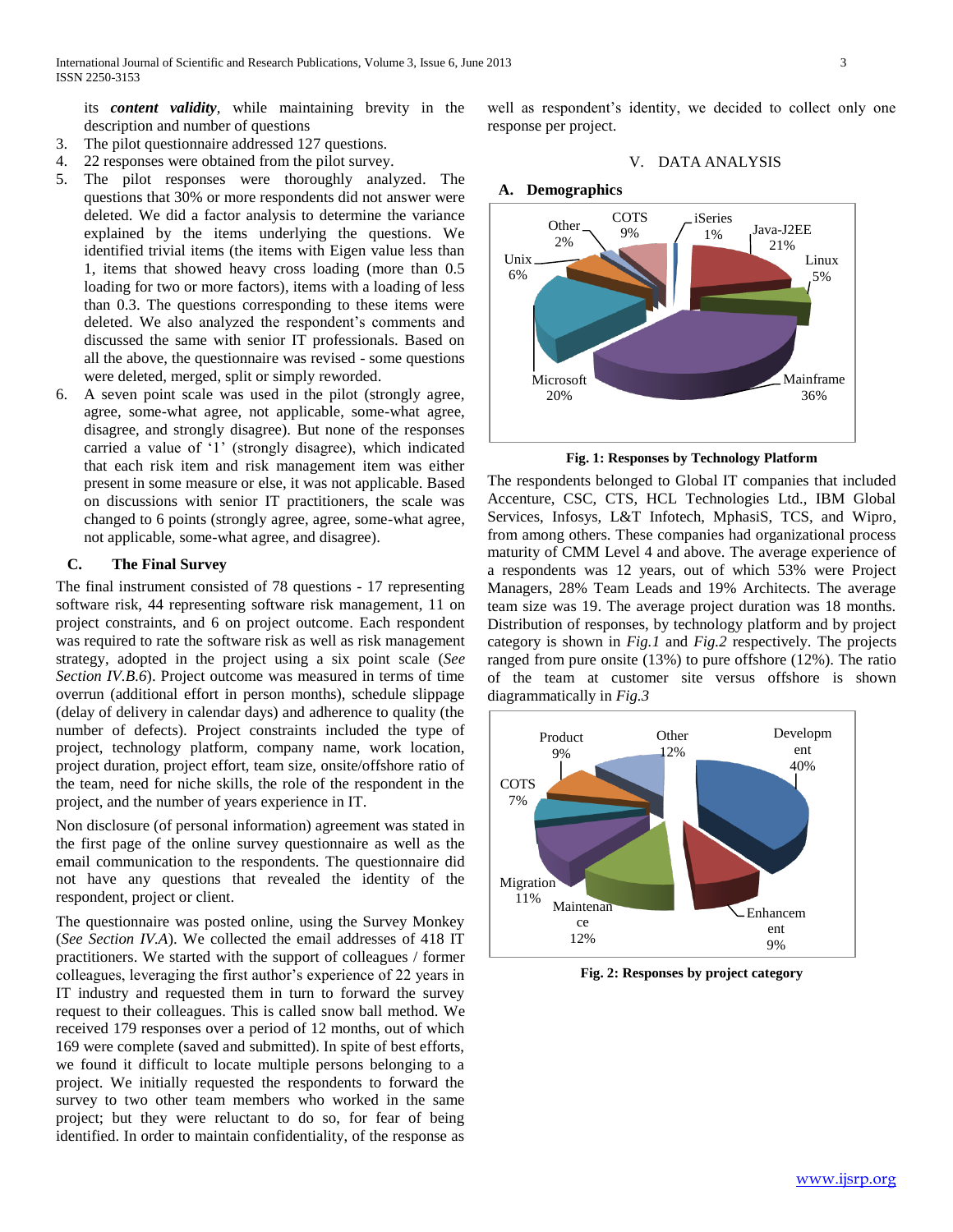its ***content validity***, while maintaining brevity in the description and number of questions

3. The pilot questionnaire addressed 127 questions.
4. 22 responses were obtained from the pilot survey.
5. The pilot responses were thoroughly analyzed. The questions that 30% or more respondents did not answer were deleted. We did a factor analysis to determine the variance explained by the items underlying the questions. We identified trivial items (the items with Eigen value less than 1, items that showed heavy cross loading (more than 0.5 loading for two or more factors), items with a loading of less than 0.3. The questions corresponding to these items were deleted. We also analyzed the respondent's comments and discussed the same with senior IT professionals. Based on all the above, the questionnaire was revised - some questions were deleted, merged, split or simply reworded.
6. A seven point scale was used in the pilot (strongly agree, agree, some-what agree, not applicable, some-what agree, disagree, and strongly disagree). But none of the responses carried a value of '1' (strongly disagree), which indicated that each risk item and risk management item was either present in some measure or else, it was not applicable. Based on discussions with senior IT practitioners, the scale was changed to 6 points (strongly agree, agree, some-what agree, not applicable, some-what agree, and disagree).

### C. The Final Survey

The final instrument consisted of 78 questions - 17 representing software risk, 44 representing software risk management, 11 on project constraints, and 6 on project outcome. Each respondent was required to rate the software risk as well as risk management strategy, adopted in the project using a six point scale (*See Section IV.B.6*). Project outcome was measured in terms of time overrun (additional effort in person months), schedule slippage (delay of delivery in calendar days) and adherence to quality (the number of defects). Project constraints included the type of project, technology platform, company name, work location, project duration, project effort, team size, onsite/offshore ratio of the team, need for niche skills, the role of the respondent in the project, and the number of years experience in IT.

Non disclosure (of personal information) agreement was stated in the first page of the online survey questionnaire as well as the email communication to the respondents. The questionnaire did not have any questions that revealed the identity of the respondent, project or client.

The questionnaire was posted online, using the Survey Monkey (*See Section IV.A*). We collected the email addresses of 418 IT practitioners. We started with the support of colleagues / former colleagues, leveraging the first author's experience of 22 years in IT industry and requested them in turn to forward the survey request to their colleagues. This is called snow ball method. We received 179 responses over a period of 12 months, out of which 169 were complete (saved and submitted). In spite of best efforts, we found it difficult to locate multiple persons belonging to a project. We initially requested the respondents to forward the survey to two other team members who worked in the same project; but they were reluctant to do so, for fear of being identified. In order to maintain confidentiality, of the response as well as respondent's identity, we decided to collect only one response per project.

## V. DATA ANALYSIS

### A. Demographics

**Fig. 1: Responses by Technology Platform**

The respondents belonged to Global IT companies that included Accenture, CSC, CTS, HCL Technologies Ltd., IBM Global Services, Infosys, L&T Infotech, MphasiS, TCS, and Wipro, from among others. These companies had organizational process maturity of CMM Level 4 and above. The average experience of a respondents was 12 years, out of which 53% were Project Managers, 28% Team Leads and 19% Architects. The average team size was 19. The average project duration was 18 months. Distribution of responses, by technology platform and by project category is shown in *Fig.1* and *Fig.2* respectively. The projects ranged from pure onsite (13%) to pure offshore (12%). The ratio of the team at customer site versus offshore is shown diagrammatically in *Fig.3*

**Fig. 2: Responses by project category**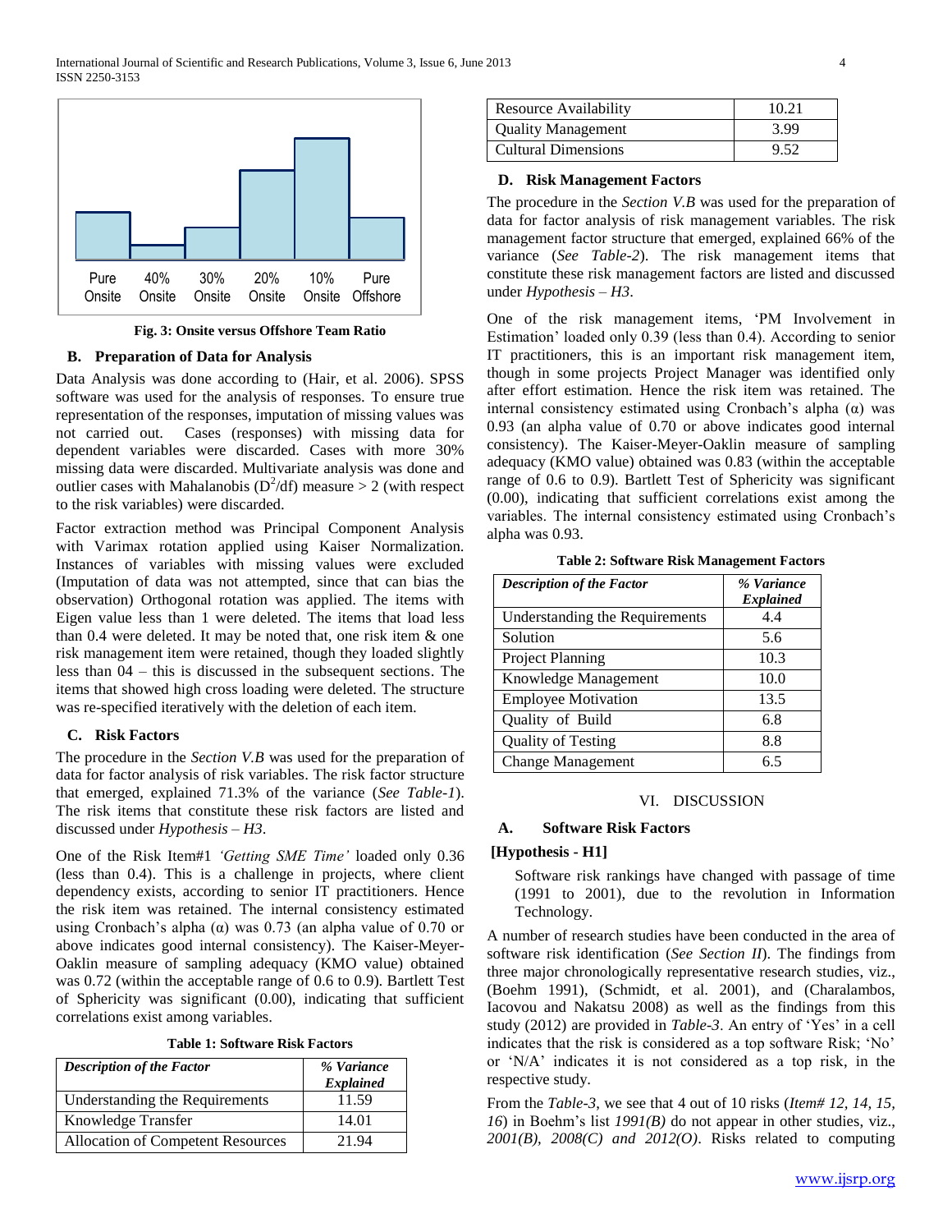Fig. 3: Onsite versus Offshore Team Ratio

## B. Preparation of Data for Analysis

Data Analysis was done according to (Hair, et al. 2006). SPSS software was used for the analysis of responses. To ensure true representation of the responses, imputation of missing values was not carried out. Cases (responses) with missing data for dependent variables were discarded. Cases with more 30% missing data were discarded. Multivariate analysis was done and outlier cases with Mahalanobis ($D^2$/df) measure > 2 (with respect to the risk variables) were discarded.

Factor extraction method was Principal Component Analysis with Varimax rotation applied using Kaiser Normalization. Instances of variables with missing values were excluded (Imputation of data was not attempted, since that can bias the observation) Orthogonal rotation was applied. The items with Eigen value less than 1 were deleted. The items that load less than 0.4 were deleted. It may be noted that, one risk item & one risk management item were retained, though they loaded slightly less than 04 – this is discussed in the subsequent sections. The items that showed high cross loading were deleted. The structure was re-specified iteratively with the deletion of each item.

## C. Risk Factors

The procedure in the *Section V.B* was used for the preparation of data for factor analysis of risk variables. The risk factor structure that emerged, explained 71.3% of the variance (*See Table-1*). The risk items that constitute these risk factors are listed and discussed under *Hypothesis – H3*.

One of the Risk Item#1 *'Getting SME Time'* loaded only 0.36 (less than 0.4). This is a challenge in projects, where client dependency exists, according to senior IT practitioners. Hence the risk item was retained. The internal consistency estimated using Cronbach's alpha (α) was 0.73 (an alpha value of 0.70 or above indicates good internal consistency). The Kaiser-Meyer-Oaklin measure of sampling adequacy (KMO value) obtained was 0.72 (within the acceptable range of 0.6 to 0.9). Bartlett Test of Sphericity was significant (0.00), indicating that sufficient correlations exist among variables.

**Table 1: Software Risk Factors**

| *Description of the Factor* | *% Variance Explained* |
|---|---|
| Understanding the Requirements | 11.59 |
| Knowledge Transfer | 14.01 |
| Allocation of Competent Resources | 21.94 |
| Resource Availability | 10.21 |
| Quality Management | 3.99 |
| Cultural Dimensions | 9.52 |

## D. Risk Management Factors

The procedure in the *Section V.B* was used for the preparation of data for factor analysis of risk management variables. The risk management factor structure that emerged, explained 66% of the variance (*See Table-2*). The risk management items that constitute these risk management factors are listed and discussed under *Hypothesis – H3*.

One of the risk management items, 'PM Involvement in Estimation' loaded only 0.39 (less than 0.4). According to senior IT practitioners, this is an important risk management item, though in some projects Project Manager was identified only after effort estimation. Hence the risk item was retained. The internal consistency estimated using Cronbach's alpha (α) was 0.93 (an alpha value of 0.70 or above indicates good internal consistency). The Kaiser-Meyer-Oaklin measure of sampling adequacy (KMO value) obtained was 0.83 (within the acceptable range of 0.6 to 0.9). Bartlett Test of Sphericity was significant (0.00), indicating that sufficient correlations exist among the variables. The internal consistency estimated using Cronbach's alpha was 0.93.

**Table 2: Software Risk Management Factors**

| *Description of the Factor* | *% Variance Explained* |
|---|---|
| Understanding the Requirements | 4.4 |
| Solution | 5.6 |
| Project Planning | 10.3 |
| Knowledge Management | 10.0 |
| Employee Motivation | 13.5 |
| Quality of Build | 6.8 |
| Quality of Testing | 8.8 |
| Change Management | 6.5 |

# VI. DISCUSSION

## A. Software Risk Factors

**[Hypothesis - H1]**

> Software risk rankings have changed with passage of time (1991 to 2001), due to the revolution in Information Technology.

A number of research studies have been conducted in the area of software risk identification (*See Section II*). The findings from three major chronologically representative research studies, viz., (Boehm 1991), (Schmidt, et al. 2001), and (Charalambos, Iacovou and Nakatsu 2008) as well as the findings from this study (2012) are provided in *Table-3*. An entry of 'Yes' in a cell indicates that the risk is considered as a top software Risk; 'No' or 'N/A' indicates it is not considered as a top risk, in the respective study.

From the *Table-3,* we see that 4 out of 10 risks (*Item# 12, 14, 15, 16*) in Boehm's list *1991(B)* do not appear in other studies, viz., *2001(B), 2008(C) and 2012(O)*. Risks related to computing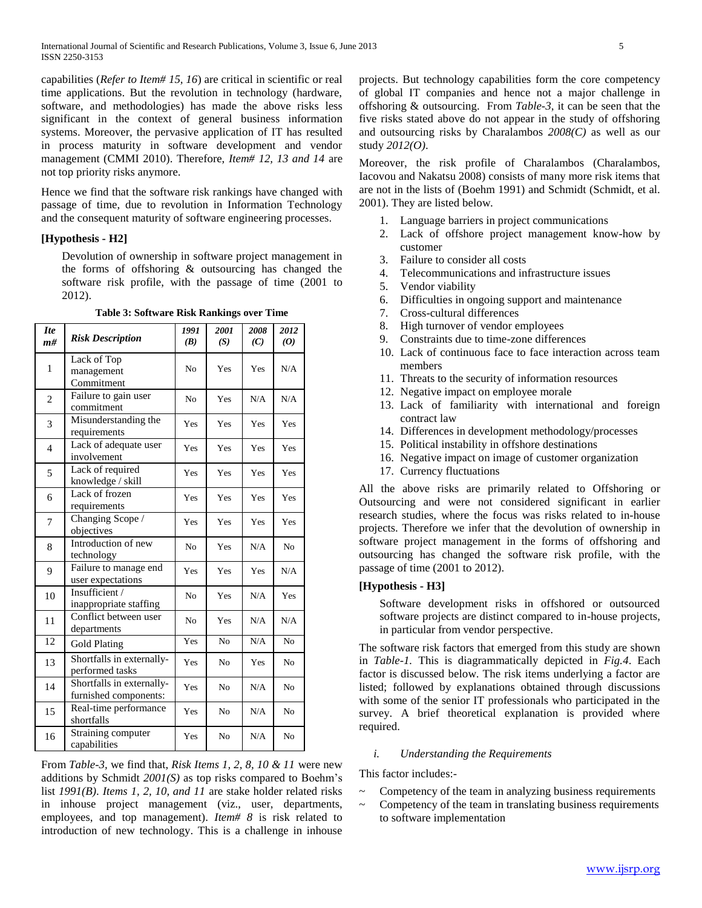capabilities (*Refer to Item# 15, 16*) are critical in scientific or real time applications. But the revolution in technology (hardware, software, and methodologies) has made the above risks less significant in the context of general business information systems. Moreover, the pervasive application of IT has resulted in process maturity in software development and vendor management (CMMI 2010). Therefore, *Item# 12, 13 and 14* are not top priority risks anymore.

Hence we find that the software risk rankings have changed with passage of time, due to revolution in Information Technology and the consequent maturity of software engineering processes.

**[Hypothesis - H2]**

> Devolution of ownership in software project management in the forms of offshoring & outsourcing has changed the software risk profile, with the passage of time (2001 to 2012).

**Table 3: Software Risk Rankings over Time**

| *Item#* | *Risk Description* | *1991 (B)* | *2001 (S)* | *2008 (C)* | *2012 (O)* |
|---|---|---|---|---|---|
| 1 | Lack of Top management Commitment | No | Yes | Yes | N/A |
| 2 | Failure to gain user commitment | No | Yes | N/A | N/A |
| 3 | Misunderstanding the requirements | Yes | Yes | Yes | Yes |
| 4 | Lack of adequate user involvement | Yes | Yes | Yes | Yes |
| 5 | Lack of required knowledge / skill | Yes | Yes | Yes | Yes |
| 6 | Lack of frozen requirements | Yes | Yes | Yes | Yes |
| 7 | Changing Scope / objectives | Yes | Yes | Yes | Yes |
| 8 | Introduction of new technology | No | Yes | N/A | No |
| 9 | Failure to manage end user expectations | Yes | Yes | Yes | N/A |
| 10 | Insufficient / inappropriate staffing | No | Yes | N/A | Yes |
| 11 | Conflict between user departments | No | Yes | N/A | N/A |
| 12 | Gold Plating | Yes | No | N/A | No |
| 13 | Shortfalls in externally-performed tasks | Yes | No | Yes | No |
| 14 | Shortfalls in externally-furnished components: | Yes | No | N/A | No |
| 15 | Real-time performance shortfalls | Yes | No | N/A | No |
| 16 | Straining computer capabilities | Yes | No | N/A | No |

From *Table-3*, we find that, *Risk Items 1, 2, 8, 10 & 11* were new additions by Schmidt *2001(S)* as top risks compared to Boehm's list *1991(B)*. *Items 1, 2, 10, and 11* are stake holder related risks in inhouse project management (viz., user, departments, employees, and top management). *Item# 8* is risk related to introduction of new technology. This is a challenge in inhouse projects. But technology capabilities form the core competency of global IT companies and hence not a major challenge in offshoring & outsourcing. From *Table-3*, it can be seen that the five risks stated above do not appear in the study of offshoring and outsourcing risks by Charalambos *2008(C)* as well as our study *2012(O)*.

Moreover, the risk profile of Charalambos (Charalambos, Iacovou and Nakatsu 2008) consists of many more risk items that are not in the lists of (Boehm 1991) and Schmidt (Schmidt, et al. 2001). They are listed below.

1. Language barriers in project communications
2. Lack of offshore project management know-how by customer
3. Failure to consider all costs
4. Telecommunications and infrastructure issues
5. Vendor viability
6. Difficulties in ongoing support and maintenance
7. Cross-cultural differences
8. High turnover of vendor employees
9. Constraints due to time-zone differences
10. Lack of continuous face to face interaction across team members
11. Threats to the security of information resources
12. Negative impact on employee morale
13. Lack of familiarity with international and foreign contract law
14. Differences in development methodology/processes
15. Political instability in offshore destinations
16. Negative impact on image of customer organization
17. Currency fluctuations

All the above risks are primarily related to Offshoring or Outsourcing and were not considered significant in earlier research studies, where the focus was risks related to in-house projects. Therefore we infer that the devolution of ownership in software project management in the forms of offshoring and outsourcing has changed the software risk profile, with the passage of time (2001 to 2012).

**[Hypothesis - H3]**

> Software development risks in offshored or outsourced software projects are distinct compared to in-house projects, in particular from vendor perspective.

The software risk factors that emerged from this study are shown in *Table-1*. This is diagrammatically depicted in *Fig.4*. Each factor is discussed below. The risk items underlying a factor are listed; followed by explanations obtained through discussions with some of the senior IT professionals who participated in the survey. A brief theoretical explanation is provided where required.

*i. Understanding the Requirements*

This factor includes:-

~ Competency of the team in analyzing business requirements
~ Competency of the team in translating business requirements to software implementation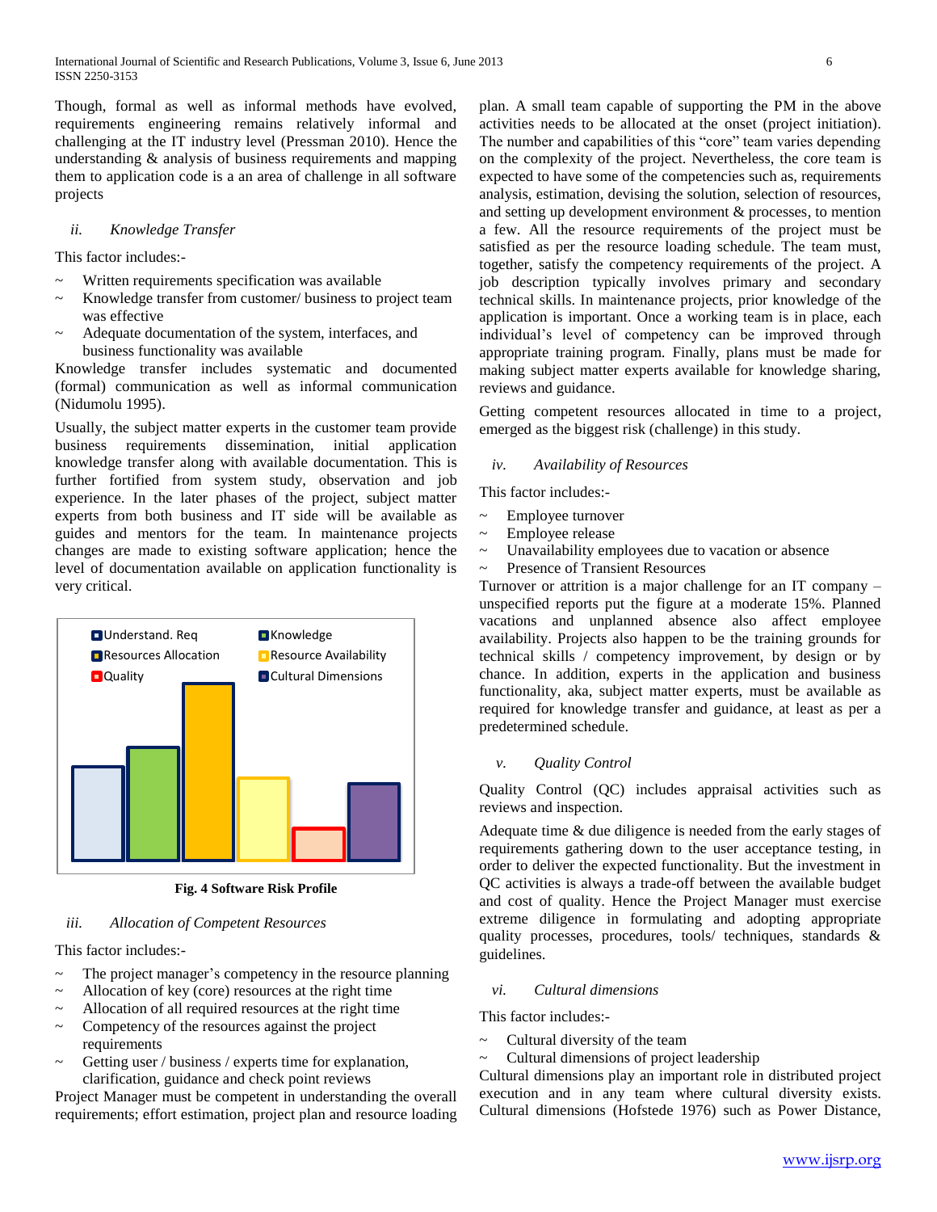Though, formal as well as informal methods have evolved, requirements engineering remains relatively informal and challenging at the IT industry level (Pressman 2010). Hence the understanding & analysis of business requirements and mapping them to application code is a an area of challenge in all software projects

*ii. Knowledge Transfer*

This factor includes:-

- Written requirements specification was available
- Knowledge transfer from customer/ business to project team was effective
- Adequate documentation of the system, interfaces, and business functionality was available

Knowledge transfer includes systematic and documented (formal) communication as well as informal communication (Nidumolu 1995).

Usually, the subject matter experts in the customer team provide business requirements dissemination, initial application knowledge transfer along with available documentation. This is further fortified from system study, observation and job experience. In the later phases of the project, subject matter experts from both business and IT side will be available as guides and mentors for the team. In maintenance projects changes are made to existing software application; hence the level of documentation available on application functionality is very critical.

**Fig. 4 Software Risk Profile**

*iii. Allocation of Competent Resources*

This factor includes:-

- The project manager's competency in the resource planning
- Allocation of key (core) resources at the right time
- Allocation of all required resources at the right time
- Competency of the resources against the project requirements
- Getting user / business / experts time for explanation, clarification, guidance and check point reviews

Project Manager must be competent in understanding the overall requirements; effort estimation, project plan and resource loading plan. A small team capable of supporting the PM in the above activities needs to be allocated at the onset (project initiation). The number and capabilities of this "core" team varies depending on the complexity of the project. Nevertheless, the core team is expected to have some of the competencies such as, requirements analysis, estimation, devising the solution, selection of resources, and setting up development environment & processes, to mention a few. All the resource requirements of the project must be satisfied as per the resource loading schedule. The team must, together, satisfy the competency requirements of the project. A job description typically involves primary and secondary technical skills. In maintenance projects, prior knowledge of the application is important. Once a working team is in place, each individual's level of competency can be improved through appropriate training program. Finally, plans must be made for making subject matter experts available for knowledge sharing, reviews and guidance.

Getting competent resources allocated in time to a project, emerged as the biggest risk (challenge) in this study.

*iv. Availability of Resources*

This factor includes:-

- Employee turnover
- Employee release
- Unavailability employees due to vacation or absence
- Presence of Transient Resources

Turnover or attrition is a major challenge for an IT company – unspecified reports put the figure at a moderate 15%. Planned vacations and unplanned absence also affect employee availability. Projects also happen to be the training grounds for technical skills / competency improvement, by design or by chance. In addition, experts in the application and business functionality, aka, subject matter experts, must be available as required for knowledge transfer and guidance, at least as per a predetermined schedule.

*v. Quality Control*

Quality Control (QC) includes appraisal activities such as reviews and inspection.

Adequate time & due diligence is needed from the early stages of requirements gathering down to the user acceptance testing, in order to deliver the expected functionality. But the investment in QC activities is always a trade-off between the available budget and cost of quality. Hence the Project Manager must exercise extreme diligence in formulating and adopting appropriate quality processes, procedures, tools/ techniques, standards & guidelines.

*vi. Cultural dimensions*

This factor includes:-

- Cultural diversity of the team
- Cultural dimensions of project leadership

Cultural dimensions play an important role in distributed project execution and in any team where cultural diversity exists. Cultural dimensions (Hofstede 1976) such as Power Distance,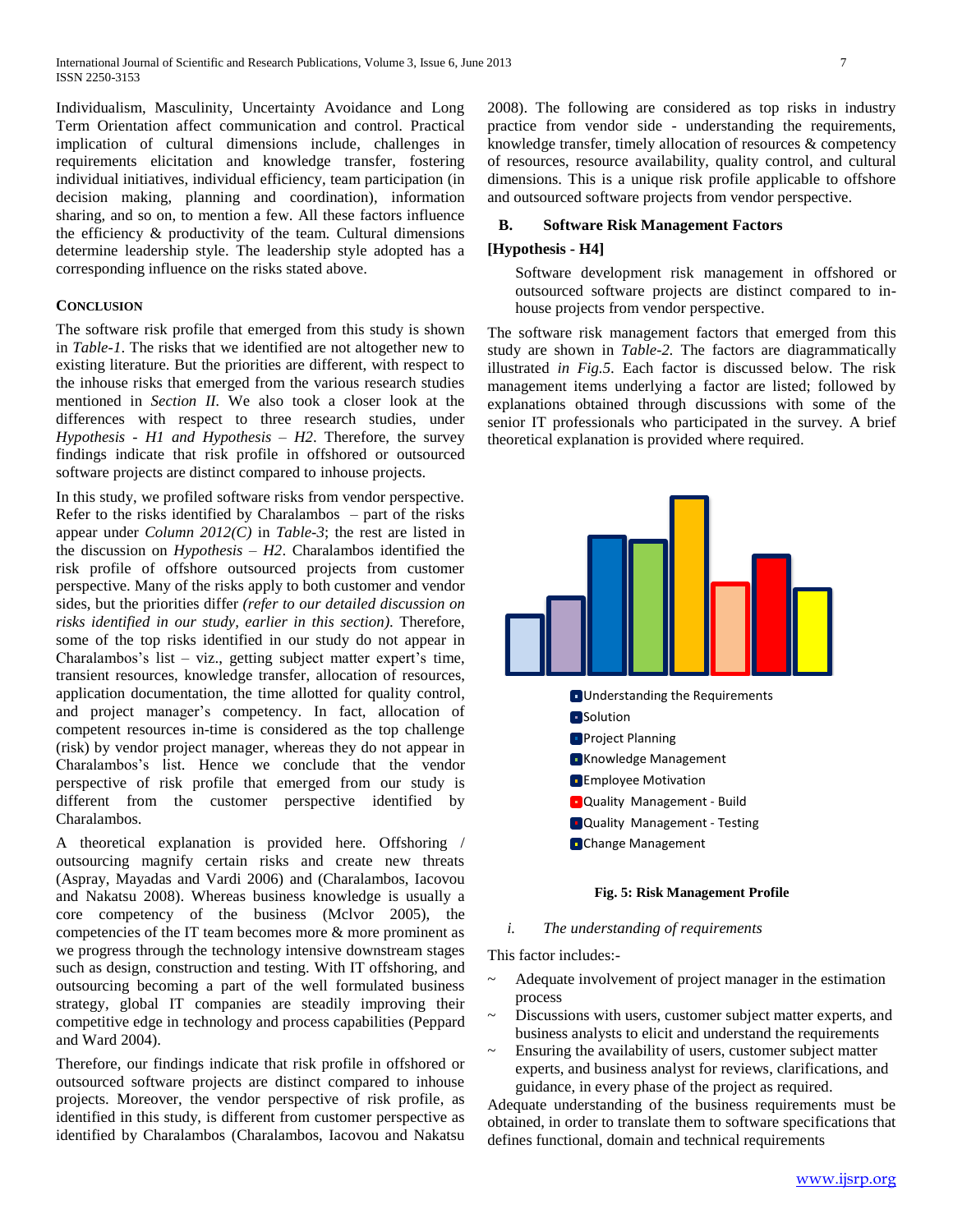Individualism, Masculinity, Uncertainty Avoidance and Long Term Orientation affect communication and control. Practical implication of cultural dimensions include, challenges in requirements elicitation and knowledge transfer, fostering individual initiatives, individual efficiency, team participation (in decision making, planning and coordination), information sharing, and so on, to mention a few. All these factors influence the efficiency & productivity of the team. Cultural dimensions determine leadership style. The leadership style adopted has a corresponding influence on the risks stated above.

### CONCLUSION

The software risk profile that emerged from this study is shown in *Table-1*. The risks that we identified are not altogether new to existing literature. But the priorities are different, with respect to the inhouse risks that emerged from the various research studies mentioned in *Section II.* We also took a closer look at the differences with respect to three research studies, under *Hypothesis - H1 and Hypothesis – H2*. Therefore, the survey findings indicate that risk profile in offshored or outsourced software projects are distinct compared to inhouse projects.

In this study, we profiled software risks from vendor perspective. Refer to the risks identified by Charalambos – part of the risks appear under *Column 2012(C)* in *Table-3*; the rest are listed in the discussion on *Hypothesis – H2*. Charalambos identified the risk profile of offshore outsourced projects from customer perspective. Many of the risks apply to both customer and vendor sides, but the priorities differ *(refer to our detailed discussion on risks identified in our study, earlier in this section).* Therefore, some of the top risks identified in our study do not appear in Charalambos's list – viz., getting subject matter expert's time, transient resources, knowledge transfer, allocation of resources, application documentation, the time allotted for quality control, and project manager's competency. In fact, allocation of competent resources in-time is considered as the top challenge (risk) by vendor project manager, whereas they do not appear in Charalambos's list. Hence we conclude that the vendor perspective of risk profile that emerged from our study is different from the customer perspective identified by Charalambos.

A theoretical explanation is provided here. Offshoring / outsourcing magnify certain risks and create new threats (Aspray, Mayadas and Vardi 2006) and (Charalambos, Iacovou and Nakatsu 2008). Whereas business knowledge is usually a core competency of the business (Mclvor 2005), the competencies of the IT team becomes more & more prominent as we progress through the technology intensive downstream stages such as design, construction and testing. With IT offshoring, and outsourcing becoming a part of the well formulated business strategy, global IT companies are steadily improving their competitive edge in technology and process capabilities (Peppard and Ward 2004).

Therefore, our findings indicate that risk profile in offshored or outsourced software projects are distinct compared to inhouse projects. Moreover, the vendor perspective of risk profile, as identified in this study, is different from customer perspective as identified by Charalambos (Charalambos, Iacovou and Nakatsu 2008). The following are considered as top risks in industry practice from vendor side - understanding the requirements, knowledge transfer, timely allocation of resources & competency of resources, resource availability, quality control, and cultural dimensions. This is a unique risk profile applicable to offshore and outsourced software projects from vendor perspective.

### B. Software Risk Management Factors

**[Hypothesis - H4]**

> Software development risk management in offshored or outsourced software projects are distinct compared to in-house projects from vendor perspective.

The software risk management factors that emerged from this study are shown in *Table-2.* The factors are diagrammatically illustrated *in Fig.5*. Each factor is discussed below. The risk management items underlying a factor are listed; followed by explanations obtained through discussions with some of the senior IT professionals who participated in the survey. A brief theoretical explanation is provided where required.

- Understanding the Requirements
- Solution
- Project Planning
- Knowledge Management
- Employee Motivation
- Quality Management - Build
- Quality Management - Testing
- Change Management

**Fig. 5: Risk Management Profile**

*i. The understanding of requirements*

This factor includes:-

- ~ Adequate involvement of project manager in the estimation process
- ~ Discussions with users, customer subject matter experts, and business analysts to elicit and understand the requirements
- ~ Ensuring the availability of users, customer subject matter experts, and business analyst for reviews, clarifications, and guidance, in every phase of the project as required.

Adequate understanding of the business requirements must be obtained, in order to translate them to software specifications that defines functional, domain and technical requirements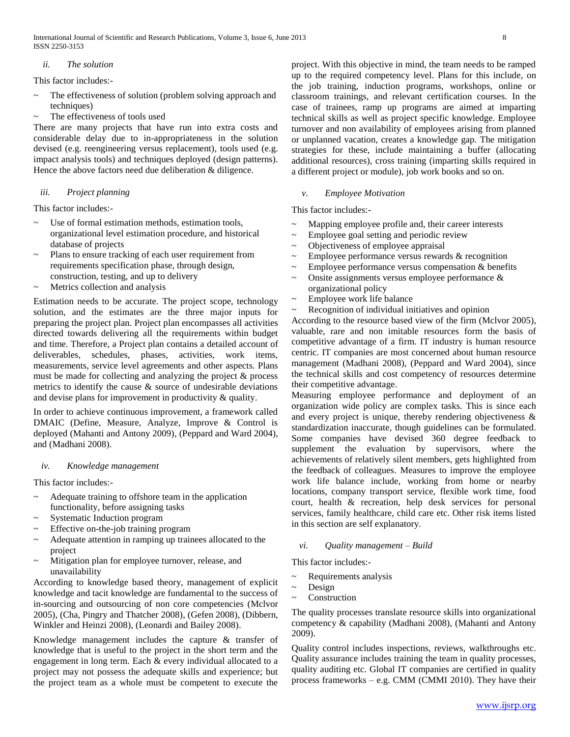### *ii. The solution*

This factor includes:-

- ~ The effectiveness of solution (problem solving approach and techniques)
- ~ The effectiveness of tools used

There are many projects that have run into extra costs and considerable delay due to in-appropriateness in the solution devised (e.g. reengineering versus replacement), tools used (e.g. impact analysis tools) and techniques deployed (design patterns). Hence the above factors need due deliberation & diligence.

### *iii. Project planning*

This factor includes:-

- ~ Use of formal estimation methods, estimation tools, organizational level estimation procedure, and historical database of projects
- ~ Plans to ensure tracking of each user requirement from requirements specification phase, through design, construction, testing, and up to delivery
- ~ Metrics collection and analysis

Estimation needs to be accurate. The project scope, technology solution, and the estimates are the three major inputs for preparing the project plan. Project plan encompasses all activities directed towards delivering all the requirements within budget and time. Therefore, a Project plan contains a detailed account of deliverables, schedules, phases, activities, work items, measurements, service level agreements and other aspects. Plans must be made for collecting and analyzing the project & process metrics to identify the cause & source of undesirable deviations and devise plans for improvement in productivity & quality.

In order to achieve continuous improvement, a framework called DMAIC (Define, Measure, Analyze, Improve & Control is deployed (Mahanti and Antony 2009), (Peppard and Ward 2004), and (Madhani 2008).

### *iv. Knowledge management*

This factor includes:-

- ~ Adequate training to offshore team in the application functionality, before assigning tasks
- ~ Systematic Induction program
- ~ Effective on-the-job training program
- ~ Adequate attention in ramping up trainees allocated to the project
- ~ Mitigation plan for employee turnover, release, and unavailability

According to knowledge based theory, management of explicit knowledge and tacit knowledge are fundamental to the success of in-sourcing and outsourcing of non core competencies (Mclvor 2005), (Cha, Pingry and Thatcher 2008), (Gefen 2008), (Dibbern, Winkler and Heinzi 2008), (Leonardi and Bailey 2008).

Knowledge management includes the capture & transfer of knowledge that is useful to the project in the short term and the engagement in long term. Each & every individual allocated to a project may not possess the adequate skills and experience; but the project team as a whole must be competent to execute the project. With this objective in mind, the team needs to be ramped up to the required competency level. Plans for this include, on the job training, induction programs, workshops, online or classroom trainings, and relevant certification courses. In the case of trainees, ramp up programs are aimed at imparting technical skills as well as project specific knowledge. Employee turnover and non availability of employees arising from planned or unplanned vacation, creates a knowledge gap. The mitigation strategies for these, include maintaining a buffer (allocating additional resources), cross training (imparting skills required in a different project or module), job work books and so on.

### *v. Employee Motivation*

This factor includes:-

- ~ Mapping employee profile and, their career interests
- ~ Employee goal setting and periodic review
- ~ Objectiveness of employee appraisal
- ~ Employee performance versus rewards & recognition
- ~ Employee performance versus compensation & benefits
- ~ Onsite assignments versus employee performance & organizational policy
- ~ Employee work life balance
- ~ Recognition of individual initiatives and opinion

According to the resource based view of the firm (Mclvor 2005), valuable, rare and non imitable resources form the basis of competitive advantage of a firm. IT industry is human resource centric. IT companies are most concerned about human resource management (Madhani 2008), (Peppard and Ward 2004), since the technical skills and cost competency of resources determine their competitive advantage.

Measuring employee performance and deployment of an organization wide policy are complex tasks. This is since each and every project is unique, thereby rendering objectiveness & standardization inaccurate, though guidelines can be formulated. Some companies have devised 360 degree feedback to supplement the evaluation by supervisors, where the achievements of relatively silent members, gets highlighted from the feedback of colleagues. Measures to improve the employee work life balance include, working from home or nearby locations, company transport service, flexible work time, food court, health & recreation, help desk services for personal services, family healthcare, child care etc. Other risk items listed in this section are self explanatory.

### *vi. Quality management – Build*

This factor includes:-

- ~ Requirements analysis
- ~ Design
- ~ Construction

The quality processes translate resource skills into organizational competency & capability (Madhani 2008), (Mahanti and Antony 2009).

Quality control includes inspections, reviews, walkthroughs etc. Quality assurance includes training the team in quality processes, quality auditing etc. Global IT companies are certified in quality process frameworks – e.g. CMM (CMMI 2010). They have their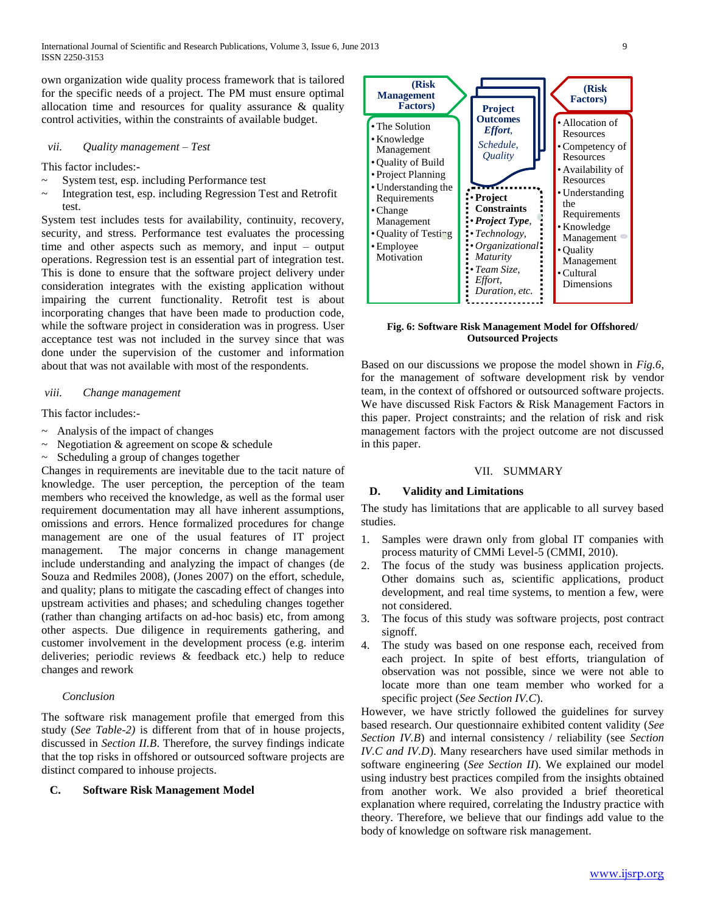own organization wide quality process framework that is tailored for the specific needs of a project. The PM must ensure optimal allocation time and resources for quality assurance & quality control activities, within the constraints of available budget.

*vii. Quality management – Test*

This factor includes:-

~ System test, esp. including Performance test
~ Integration test, esp. including Regression Test and Retrofit test.

System test includes tests for availability, continuity, recovery, security, and stress. Performance test evaluates the processing time and other aspects such as memory, and input – output operations. Regression test is an essential part of integration test. This is done to ensure that the software project delivery under consideration integrates with the existing application without impairing the current functionality. Retrofit test is about incorporating changes that have been made to production code, while the software project in consideration was in progress. User acceptance test was not included in the survey since that was done under the supervision of the customer and information about that was not available with most of the respondents.

*viii. Change management*

This factor includes:-

~ Analysis of the impact of changes
~ Negotiation & agreement on scope & schedule
~ Scheduling a group of changes together

Changes in requirements are inevitable due to the tacit nature of knowledge. The user perception, the perception of the team members who received the knowledge, as well as the formal user requirement documentation may all have inherent assumptions, omissions and errors. Hence formalized procedures for change management are one of the usual features of IT project management. The major concerns in change management include understanding and analyzing the impact of changes (de Souza and Redmiles 2008), (Jones 2007) on the effort, schedule, and quality; plans to mitigate the cascading effect of changes into upstream activities and phases; and scheduling changes together (rather than changing artifacts on ad-hoc basis) etc, from among other aspects. Due diligence in requirements gathering, and customer involvement in the development process (e.g. interim deliveries; periodic reviews & feedback etc.) help to reduce changes and rework

*Conclusion*

The software risk management profile that emerged from this study (*See Table-2)* is different from that of in house projects, discussed in *Section II.B*. Therefore, the survey findings indicate that the top risks in offshored or outsourced software projects are distinct compared to inhouse projects.

## C. Software Risk Management Model

**(Risk Management Factors)**
- The Solution
- Knowledge Management
- Quality of Build
- Project Planning
- Understanding the Requirements
- Change Management
- Quality of Testing
- Employee Motivation

**Project Outcomes**
***Effort***, *Schedule, Quality*

**Project Constraints**
- ***Project Type***,
- *Technology,*
- *Organizational Maturity*
- *Team Size, Effort, Duration, etc.*

**(Risk Factors)**
- Allocation of Resources
- Competency of Resources
- Availability of Resources
- Understanding the Requirements
- Knowledge Management
- Quality Management
- Cultural Dimensions

**Fig. 6: Software Risk Management Model for Offshored/ Outsourced Projects**

Based on our discussions we propose the model shown in *Fig.6*, for the management of software development risk by vendor team, in the context of offshored or outsourced software projects. We have discussed Risk Factors & Risk Management Factors in this paper. Project constraints; and the relation of risk and risk management factors with the project outcome are not discussed in this paper.

# VII. SUMMARY

## D. Validity and Limitations

The study has limitations that are applicable to all survey based studies.

1. Samples were drawn only from global IT companies with process maturity of CMMi Level-5 (CMMI, 2010).
2. The focus of the study was business application projects. Other domains such as, scientific applications, product development, and real time systems, to mention a few, were not considered.
3. The focus of this study was software projects, post contract signoff.
4. The study was based on one response each, received from each project. In spite of best efforts, triangulation of observation was not possible, since we were not able to locate more than one team member who worked for a specific project (*See Section IV.C*).

However, we have strictly followed the guidelines for survey based research. Our questionnaire exhibited content validity (*See Section IV.B*) and internal consistency / reliability (see *Section IV.C and IV.D*). Many researchers have used similar methods in software engineering (*See Section II*). We explained our model using industry best practices compiled from the insights obtained from another work. We also provided a brief theoretical explanation where required, correlating the Industry practice with theory. Therefore, we believe that our findings add value to the body of knowledge on software risk management.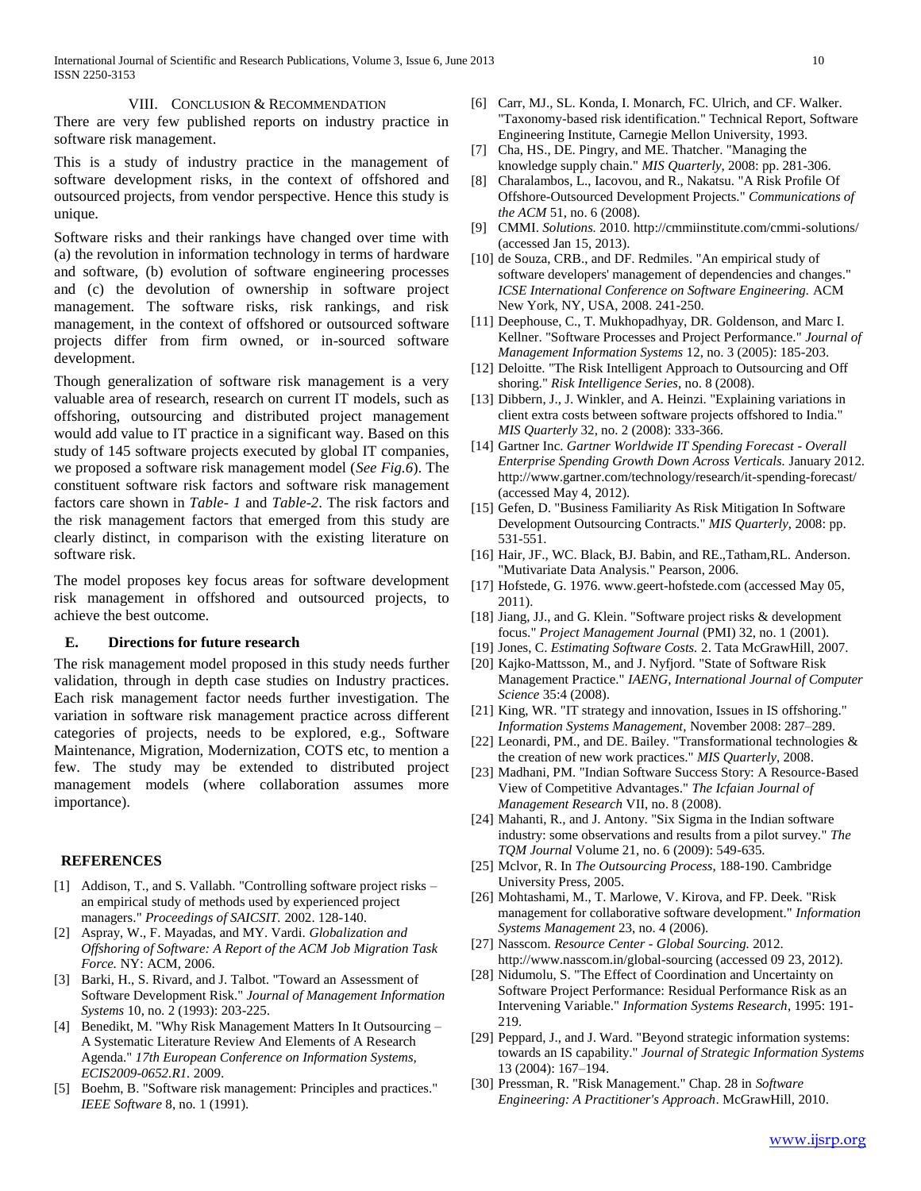## VIII. Conclusion & Recommendation

There are very few published reports on industry practice in software risk management.

This is a study of industry practice in the management of software development risks, in the context of offshored and outsourced projects, from vendor perspective. Hence this study is unique.

Software risks and their rankings have changed over time with (a) the revolution in information technology in terms of hardware and software, (b) evolution of software engineering processes and (c) the devolution of ownership in software project management. The software risks, risk rankings, and risk management, in the context of offshored or outsourced software projects differ from firm owned, or in-sourced software development.

Though generalization of software risk management is a very valuable area of research, research on current IT models, such as offshoring, outsourcing and distributed project management would add value to IT practice in a significant way. Based on this study of 145 software projects executed by global IT companies, we proposed a software risk management model (*See Fig.6*). The constituent software risk factors and software risk management factors care shown in *Table- 1* and *Table-2*. The risk factors and the risk management factors that emerged from this study are clearly distinct, in comparison with the existing literature on software risk.

The model proposes key focus areas for software development risk management in offshored and outsourced projects, to achieve the best outcome.

### E. Directions for future research

The risk management model proposed in this study needs further validation, through in depth case studies on Industry practices. Each risk management factor needs further investigation. The variation in software risk management practice across different categories of projects, needs to be explored, e.g., Software Maintenance, Migration, Modernization, COTS etc, to mention a few. The study may be extended to distributed project management models (where collaboration assumes more importance).

## References

[1] Addison, T., and S. Vallabh. "Controlling software project risks – an empirical study of methods used by experienced project managers." *Proceedings of SAICSIT.* 2002. 128-140.

[2] Aspray, W., F. Mayadas, and MY. Vardi. *Globalization and Offshoring of Software: A Report of the ACM Job Migration Task Force.* NY: ACM, 2006.

[3] Barki, H., S. Rivard, and J. Talbot. "Toward an Assessment of Software Development Risk." *Journal of Management Information Systems* 10, no. 2 (1993): 203-225.

[4] Benedikt, M. "Why Risk Management Matters In It Outsourcing – A Systematic Literature Review And Elements of A Research Agenda." *17th European Conference on Information Systems, ECIS2009-0652.R1.* 2009.

[5] Boehm, B. "Software risk management: Principles and practices." *IEEE Software* 8, no. 1 (1991).

[6] Carr, MJ., SL. Konda, I. Monarch, FC. Ulrich, and CF. Walker. "Taxonomy-based risk identification." Technical Report, Software Engineering Institute, Carnegie Mellon University, 1993.

[7] Cha, HS., DE. Pingry, and ME. Thatcher. "Managing the knowledge supply chain." *MIS Quarterly*, 2008: pp. 281-306.

[8] Charalambos, L., Iacovou, and R., Nakatsu. "A Risk Profile Of Offshore-Outsourced Development Projects." *Communications of the ACM* 51, no. 6 (2008).

[9] CMMI. *Solutions.* 2010. http://cmmiinstitute.com/cmmi-solutions/ (accessed Jan 15, 2013).

[10] de Souza, CRB., and DF. Redmiles. "An empirical study of software developers' management of dependencies and changes." *ICSE International Conference on Software Engineering.* ACM New York, NY, USA, 2008. 241-250.

[11] Deephouse, C., T. Mukhopadhyay, DR. Goldenson, and Marc I. Kellner. "Software Processes and Project Performance." *Journal of Management Information Systems* 12, no. 3 (2005): 185-203.

[12] Deloitte. "The Risk Intelligent Approach to Outsourcing and Off shoring." *Risk Intelligence Series*, no. 8 (2008).

[13] Dibbern, J., J. Winkler, and A. Heinzi. "Explaining variations in client extra costs between software projects offshored to India." *MIS Quarterly* 32, no. 2 (2008): 333-366.

[14] Gartner Inc. *Gartner Worldwide IT Spending Forecast - Overall Enterprise Spending Growth Down Across Verticals.* January 2012. http://www.gartner.com/technology/research/it-spending-forecast/ (accessed May 4, 2012).

[15] Gefen, D. "Business Familiarity As Risk Mitigation In Software Development Outsourcing Contracts." *MIS Quarterly*, 2008: pp. 531-551.

[16] Hair, JF., WC. Black, BJ. Babin, and RE.,Tatham,RL. Anderson. "Mutivariate Data Analysis." Pearson, 2006.

[17] Hofstede, G. 1976. www.geert-hofstede.com (accessed May 05, 2011).

[18] Jiang, JJ., and G. Klein. "Software project risks & development focus." *Project Management Journal* (PMI) 32, no. 1 (2001).

[19] Jones, C. *Estimating Software Costs.* 2. Tata McGrawHill, 2007.

[20] Kajko-Mattsson, M., and J. Nyfjord. "State of Software Risk Management Practice." *IAENG, International Journal of Computer Science* 35:4 (2008).

[21] King, WR. "IT strategy and innovation, Issues in IS offshoring." *Information Systems Management*, November 2008: 287–289.

[22] Leonardi, PM., and DE. Bailey. "Transformational technologies & the creation of new work practices." *MIS Quarterly*, 2008.

[23] Madhani, PM. "Indian Software Success Story: A Resource-Based View of Competitive Advantages." *The Icfaian Journal of Management Research* VII, no. 8 (2008).

[24] Mahanti, R., and J. Antony. "Six Sigma in the Indian software industry: some observations and results from a pilot survey." *The TQM Journal* Volume 21, no. 6 (2009): 549-635.

[25] Mclvor, R. In *The Outsourcing Process*, 188-190. Cambridge University Press, 2005.

[26] Mohtashami, M., T. Marlowe, V. Kirova, and FP. Deek. "Risk management for collaborative software development." *Information Systems Management* 23, no. 4 (2006).

[27] Nasscom. *Resource Center - Global Sourcing.* 2012. http://www.nasscom.in/global-sourcing (accessed 09 23, 2012).

[28] Nidumolu, S. "The Effect of Coordination and Uncertainty on Software Project Performance: Residual Performance Risk as an Intervening Variable." *Information Systems Research*, 1995: 191-219.

[29] Peppard, J., and J. Ward. "Beyond strategic information systems: towards an IS capability." *Journal of Strategic Information Systems* 13 (2004): 167–194.

[30] Pressman, R. "Risk Management." Chap. 28 in *Software Engineering: A Practitioner's Approach*. McGrawHill, 2010.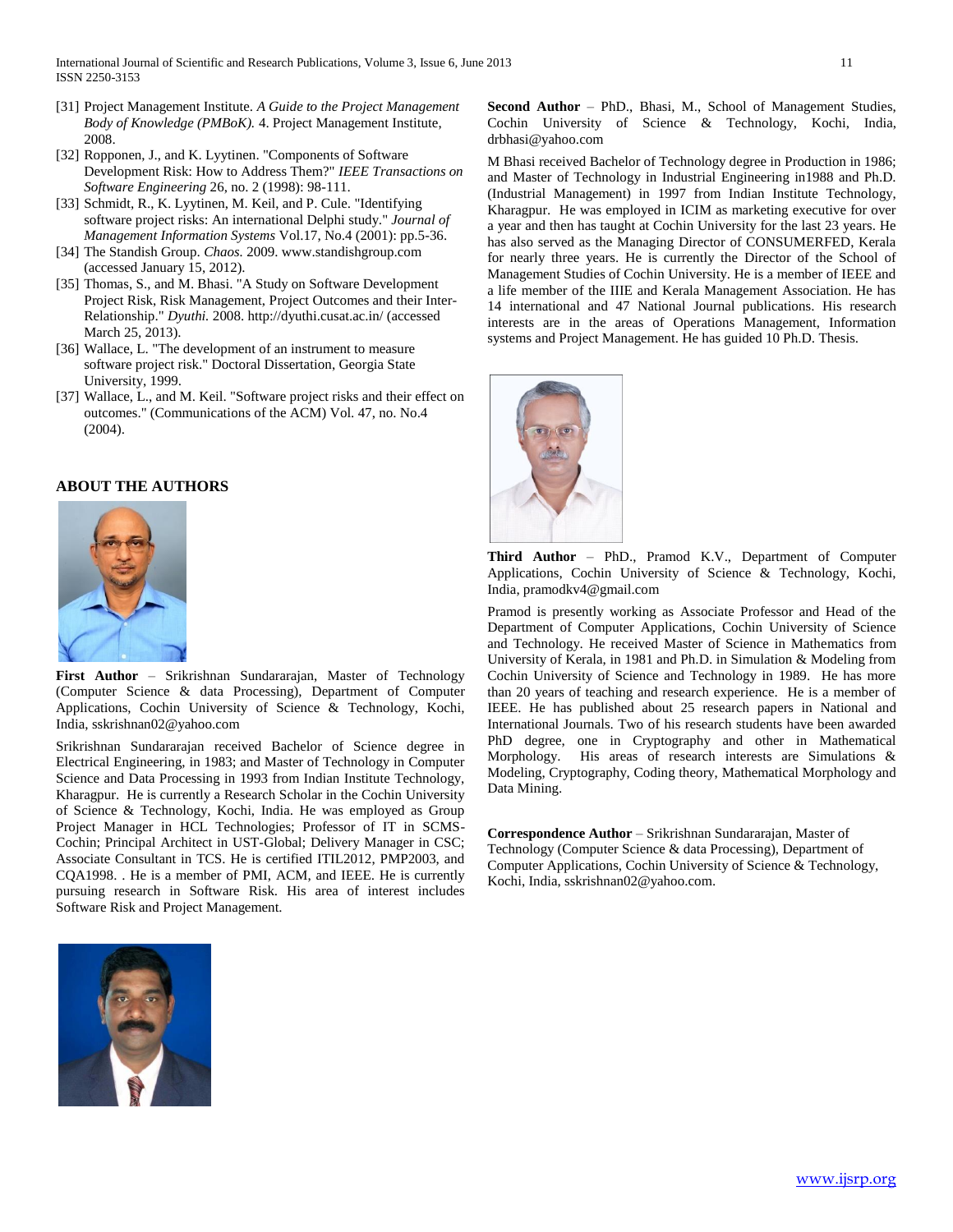[31] Project Management Institute. *A Guide to the Project Management Body of Knowledge (PMBoK).* 4. Project Management Institute, 2008.

[32] Ropponen, J., and K. Lyytinen. "Components of Software Development Risk: How to Address Them?" *IEEE Transactions on Software Engineering* 26, no. 2 (1998): 98-111.

[33] Schmidt, R., K. Lyytinen, M. Keil, and P. Cule. "Identifying software project risks: An international Delphi study." *Journal of Management Information Systems* Vol.17, No.4 (2001): pp.5-36.

[34] The Standish Group. *Chaos.* 2009. www.standishgroup.com (accessed January 15, 2012).

[35] Thomas, S., and M. Bhasi. "A Study on Software Development Project Risk, Risk Management, Project Outcomes and their Inter-Relationship." *Dyuthi.* 2008. http://dyuthi.cusat.ac.in/ (accessed March 25, 2013).

[36] Wallace, L. "The development of an instrument to measure software project risk." Doctoral Dissertation, Georgia State University, 1999.

[37] Wallace, L., and M. Keil. "Software project risks and their effect on outcomes." (Communications of the ACM) Vol. 47, no. No.4 (2004).

## ABOUT THE AUTHORS

**First Author** – Srikrishnan Sundararajan, Master of Technology (Computer Science & data Processing), Department of Computer Applications, Cochin University of Science & Technology, Kochi, India, sskrishnan02@yahoo.com

Srikrishnan Sundararajan received Bachelor of Science degree in Electrical Engineering, in 1983; and Master of Technology in Computer Science and Data Processing in 1993 from Indian Institute Technology, Kharagpur. He is currently a Research Scholar in the Cochin University of Science & Technology, Kochi, India. He was employed as Group Project Manager in HCL Technologies; Professor of IT in SCMS-Cochin; Principal Architect in UST-Global; Delivery Manager in CSC; Associate Consultant in TCS. He is certified ITIL2012, PMP2003, and CQA1998. . He is a member of PMI, ACM, and IEEE. He is currently pursuing research in Software Risk. His area of interest includes Software Risk and Project Management.

**Second Author** – PhD., Bhasi, M., School of Management Studies, Cochin University of Science & Technology, Kochi, India, drbhasi@yahoo.com

M Bhasi received Bachelor of Technology degree in Production in 1986; and Master of Technology in Industrial Engineering in1988 and Ph.D. (Industrial Management) in 1997 from Indian Institute Technology, Kharagpur. He was employed in ICIM as marketing executive for over a year and then has taught at Cochin University for the last 23 years. He has also served as the Managing Director of CONSUMERFED, Kerala for nearly three years. He is currently the Director of the School of Management Studies of Cochin University. He is a member of IEEE and a life member of the IIIE and Kerala Management Association. He has 14 international and 47 National Journal publications. His research interests are in the areas of Operations Management, Information systems and Project Management. He has guided 10 Ph.D. Thesis.

**Third Author** – PhD., Pramod K.V., Department of Computer Applications, Cochin University of Science & Technology, Kochi, India, pramodkv4@gmail.com

Pramod is presently working as Associate Professor and Head of the Department of Computer Applications, Cochin University of Science and Technology. He received Master of Science in Mathematics from University of Kerala, in 1981 and Ph.D. in Simulation & Modeling from Cochin University of Science and Technology in 1989. He has more than 20 years of teaching and research experience. He is a member of IEEE. He has published about 25 research papers in National and International Journals. Two of his research students have been awarded PhD degree, one in Cryptography and other in Mathematical Morphology. His areas of research interests are Simulations & Modeling, Cryptography, Coding theory, Mathematical Morphology and Data Mining.

**Correspondence Author** – Srikrishnan Sundararajan, Master of Technology (Computer Science & data Processing), Department of Computer Applications, Cochin University of Science & Technology, Kochi, India, sskrishnan02@yahoo.com.